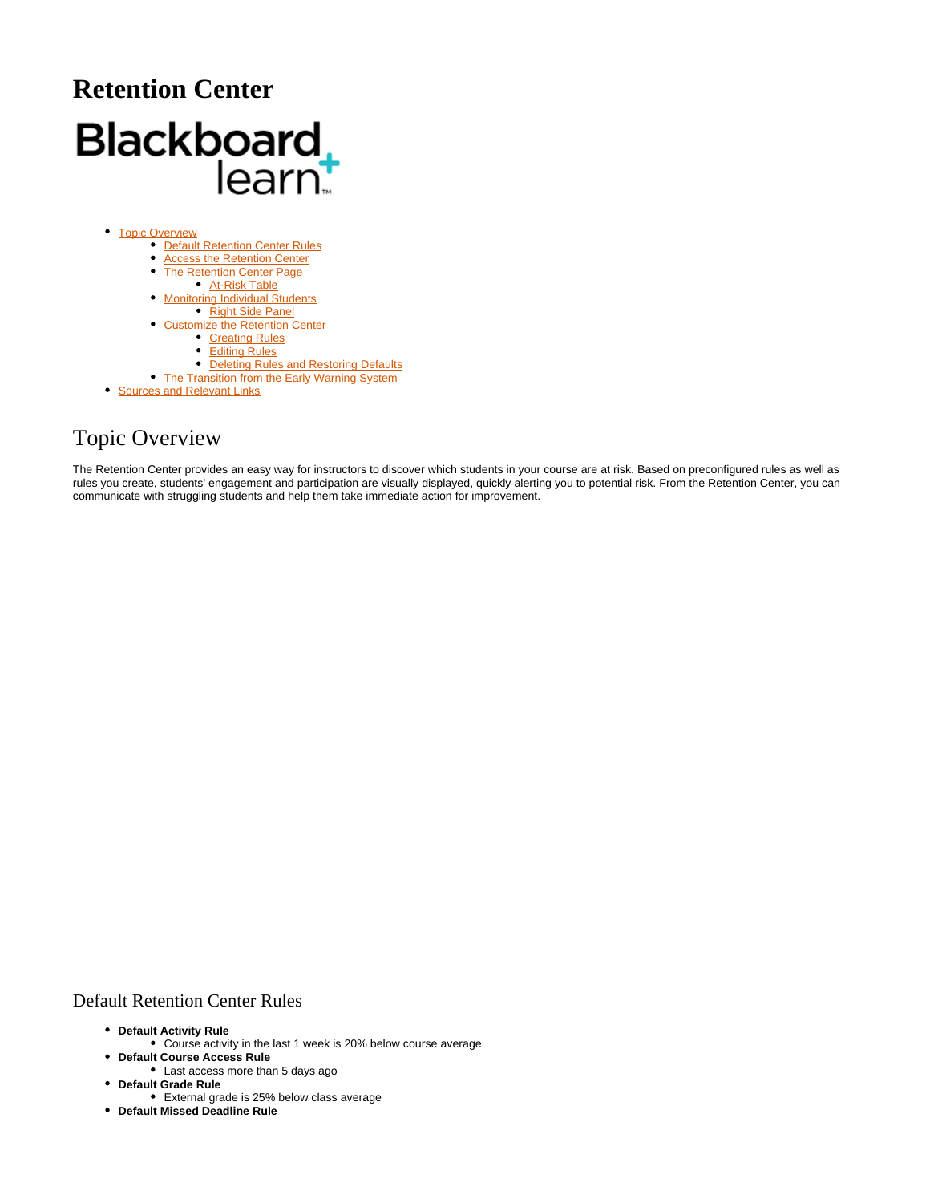# Retention Center

- [Topic Overview](#topic-overview)
  - [Default Retention Center Rules](#default-retention-center-rules)
  - [Access the Retention Center]()
  - [The Retention Center Page]()
    - [At-Risk Table]()
  - [Monitoring Individual Students]()
    - [Right Side Panel]()
  - [Customize the Retention Center]()
    - [Creating Rules]()
    - [Editing Rules]()
    - [Deleting Rules and Restoring Defaults]()
  - [The Transition from the Early Warning System]()
- [Sources and Relevant Links]()

## Topic Overview

The Retention Center provides an easy way for instructors to discover which students in your course are at risk. Based on preconfigured rules as well as rules you create, students' engagement and participation are visually displayed, quickly alerting you to potential risk. From the Retention Center, you can communicate with struggling students and help them take immediate action for improvement.

### Default Retention Center Rules

- **Default Activity Rule**
  - Course activity in the last 1 week is 20% below course average
- **Default Course Access Rule**
  - Last access more than 5 days ago
- **Default Grade Rule**
  - External grade is 25% below class average
- **Default Missed Deadline Rule**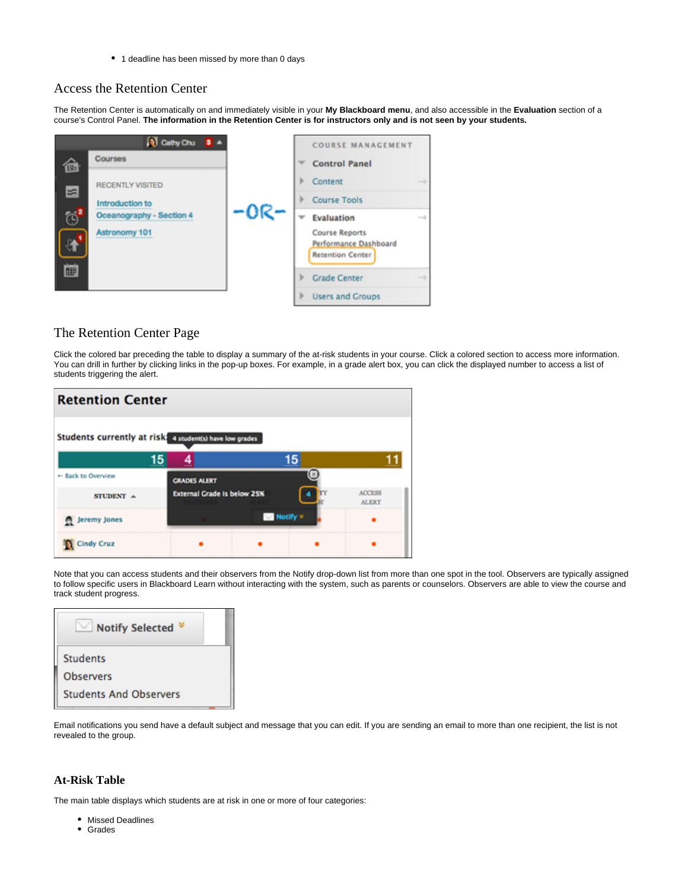- 1 deadline has been missed by more than 0 days

## Access the Retention Center

The Retention Center is automatically on and immediately visible in your **My Blackboard menu**, and also accessible in the **Evaluation** section of a course's Control Panel. **The information in the Retention Center is for instructors only and is not seen by your students.**

## The Retention Center Page

Click the colored bar preceding the table to display a summary of the at-risk students in your course. Click a colored section to access more information. You can drill in further by clicking links in the pop-up boxes. For example, in a grade alert box, you can click the displayed number to access a list of students triggering the alert.

Note that you can access students and their observers from the Notify drop-down list from more than one spot in the tool. Observers are typically assigned to follow specific users in Blackboard Learn without interacting with the system, such as parents or counselors. Observers are able to view the course and track student progress.

Email notifications you send have a default subject and message that you can edit. If you are sending an email to more than one recipient, the list is not revealed to the group.

### At-Risk Table

The main table displays which students are at risk in one or more of four categories:

- Missed Deadlines
- Grades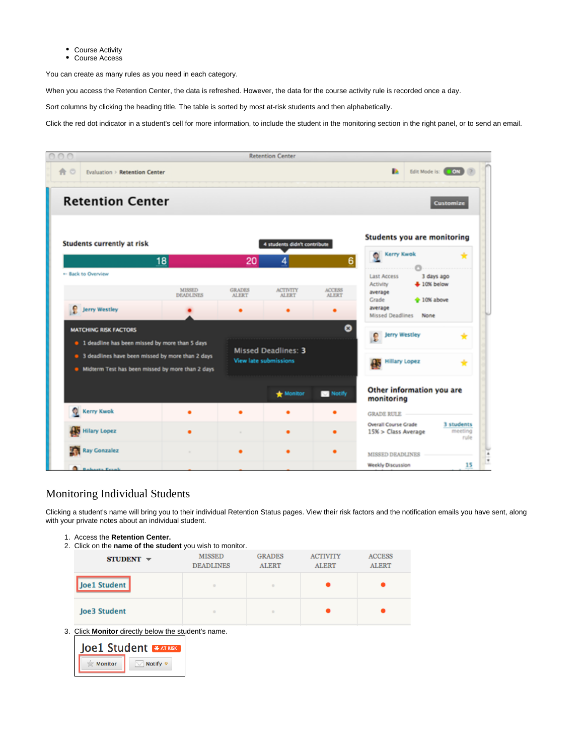- Course Activity
- Course Access

You can create as many rules as you need in each category.

When you access the Retention Center, the data is refreshed. However, the data for the course activity rule is recorded once a day.

Sort columns by clicking the heading title. The table is sorted by most at-risk students and then alphabetically.

Click the red dot indicator in a student's cell for more information, to include the student in the monitoring section in the right panel, or to send an email.

## Monitoring Individual Students

Clicking a student's name will bring you to their individual Retention Status pages. View their risk factors and the notification emails you have sent, along with your private notes about an individual student.

1. Access the **Retention Center.**
2. Click on the **name of the student** you wish to monitor.
3. Click **Monitor** directly below the student's name.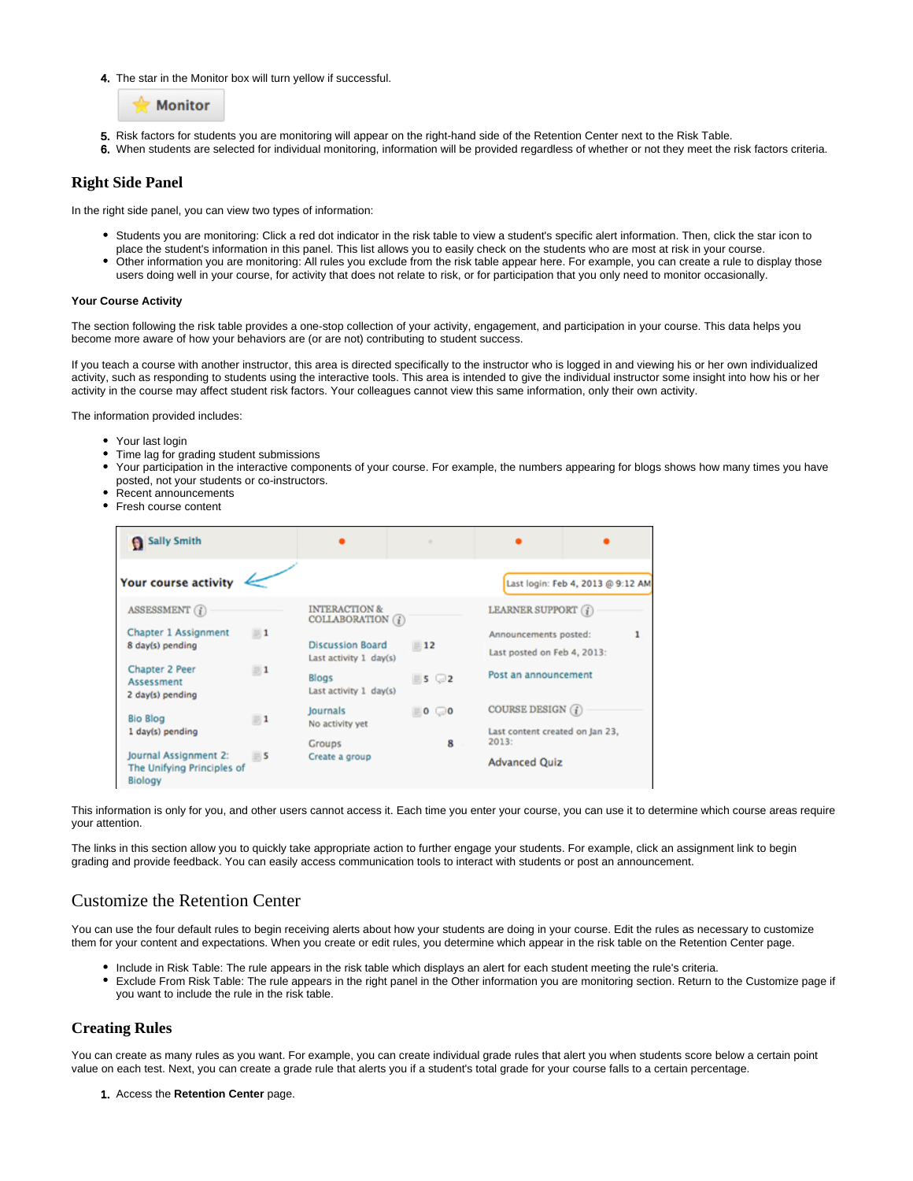4. The star in the Monitor box will turn yellow if successful.
5. Risk factors for students you are monitoring will appear on the right-hand side of the Retention Center next to the Risk Table.
6. When students are selected for individual monitoring, information will be provided regardless of whether or not they meet the risk factors criteria.

## Right Side Panel

In the right side panel, you can view two types of information:

- Students you are monitoring: Click a red dot indicator in the risk table to view a student's specific alert information. Then, click the star icon to place the student's information in this panel. This list allows you to easily check on the students who are most at risk in your course.
- Other information you are monitoring: All rules you exclude from the risk table appear here. For example, you can create a rule to display those users doing well in your course, for activity that does not relate to risk, or for participation that you only need to monitor occasionally.

#### Your Course Activity

The section following the risk table provides a one-stop collection of your activity, engagement, and participation in your course. This data helps you become more aware of how your behaviors are (or are not) contributing to student success.

If you teach a course with another instructor, this area is directed specifically to the instructor who is logged in and viewing his or her own individualized activity, such as responding to students using the interactive tools. This area is intended to give the individual instructor some insight into how his or her activity in the course may affect student risk factors. Your colleagues cannot view this same information, only their own activity.

The information provided includes:

- Your last login
- Time lag for grading student submissions
- Your participation in the interactive components of your course. For example, the numbers appearing for blogs shows how many times you have posted, not your students or co-instructors.
- Recent announcements
- Fresh course content

This information is only for you, and other users cannot access it. Each time you enter your course, you can use it to determine which course areas require your attention.

The links in this section allow you to quickly take appropriate action to further engage your students. For example, click an assignment link to begin grading and provide feedback. You can easily access communication tools to interact with students or post an announcement.

## Customize the Retention Center

You can use the four default rules to begin receiving alerts about how your students are doing in your course. Edit the rules as necessary to customize them for your content and expectations. When you create or edit rules, you determine which appear in the risk table on the Retention Center page.

- Include in Risk Table: The rule appears in the risk table which displays an alert for each student meeting the rule's criteria.
- Exclude From Risk Table: The rule appears in the right panel in the Other information you are monitoring section. Return to the Customize page if you want to include the rule in the risk table.

## Creating Rules

You can create as many rules as you want. For example, you can create individual grade rules that alert you when students score below a certain point value on each test. Next, you can create a grade rule that alerts you if a student's total grade for your course falls to a certain percentage.

1. Access the **Retention Center** page.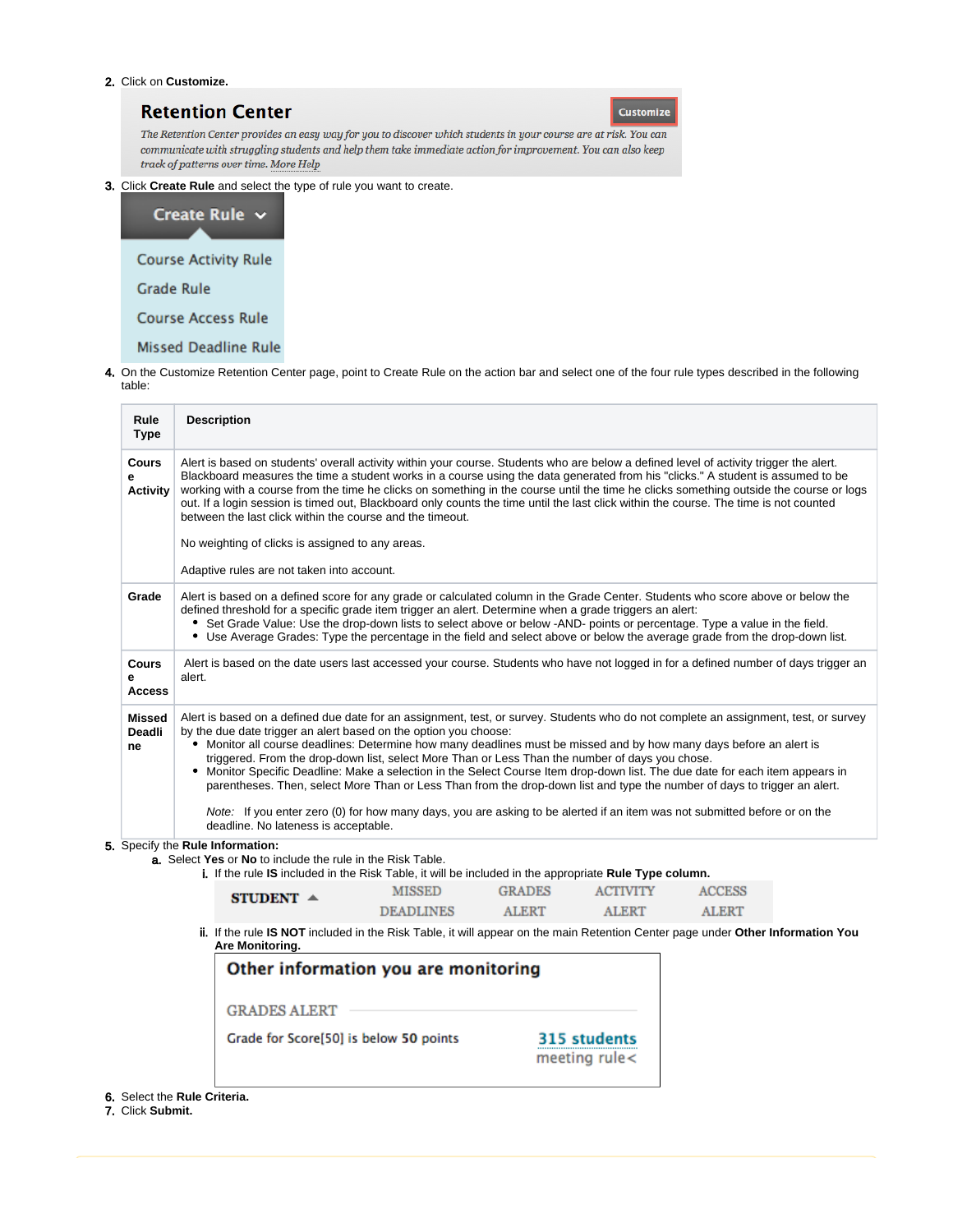2. Click on **Customize.**

**Retention Center** Customize

*The Retention Center provides an easy way for you to discover which students in your course are at risk. You can communicate with struggling students and help them take immediate action for improvement. You can also keep track of patterns over time. More Help*

3. Click **Create Rule** and select the type of rule you want to create.

Create Rule
- Course Activity Rule
- Grade Rule
- Course Access Rule
- Missed Deadline Rule

4. On the Customize Retention Center page, point to Create Rule on the action bar and select one of the four rule types described in the following table:

| Rule Type | Description |
|---|---|
| **Course Activity** | Alert is based on students' overall activity within your course. Students who are below a defined level of activity trigger the alert. Blackboard measures the time a student works in a course using the data generated from his "clicks." A student is assumed to be working with a course from the time he clicks on something in the course until the time he clicks something outside the course or logs out. If a login session is timed out, Blackboard only counts the time until the last click within the course. The time is not counted between the last click within the course and the timeout.<br><br>No weighting of clicks is assigned to any areas.<br><br>Adaptive rules are not taken into account. |
| **Grade** | Alert is based on a defined score for any grade or calculated column in the Grade Center. Students who score above or below the defined threshold for a specific grade item trigger an alert. Determine when a grade triggers an alert:<br>• Set Grade Value: Use the drop-down lists to select above or below -AND- points or percentage. Type a value in the field.<br>• Use Average Grades: Type the percentage in the field and select above or below the average grade from the drop-down list. |
| **Course Access** | Alert is based on the date users last accessed your course. Students who have not logged in for a defined number of days trigger an alert. |
| **Missed Deadline** | Alert is based on a defined due date for an assignment, test, or survey. Students who do not complete an assignment, test, or survey by the due date trigger an alert based on the option you choose:<br>• Monitor all course deadlines: Determine how many deadlines must be missed and by how many days before an alert is triggered. From the drop-down list, select More Than or Less Than the number of days you chose.<br>• Monitor Specific Deadline: Make a selection in the Select Course Item drop-down list. The due date for each item appears in parentheses. Then, select More Than or Less Than from the drop-down list and type the number of days to trigger an alert.<br><br>*Note:* If you enter zero (0) for how many days, you are asking to be alerted if an item was not submitted before or on the deadline. No lateness is acceptable. |

5. Specify the **Rule Information:**
   a. Select **Yes** or **No** to include the rule in the Risk Table.
      i. If the rule **IS** included in the Risk Table, it will be included in the appropriate **Rule Type column.**

      | STUDENT ▲ | MISSED DEADLINES | GRADES ALERT | ACTIVITY ALERT | ACCESS ALERT |
      |---|---|---|---|---|

      ii. If the rule **IS NOT** included in the Risk Table, it will appear on the main Retention Center page under **Other Information You Are Monitoring.**

      **Other information you are monitoring**

      GRADES ALERT

      Grade for Score[50] is below **50** points — **315 students** meeting rule<

6. Select the **Rule Criteria.**
7. Click **Submit.**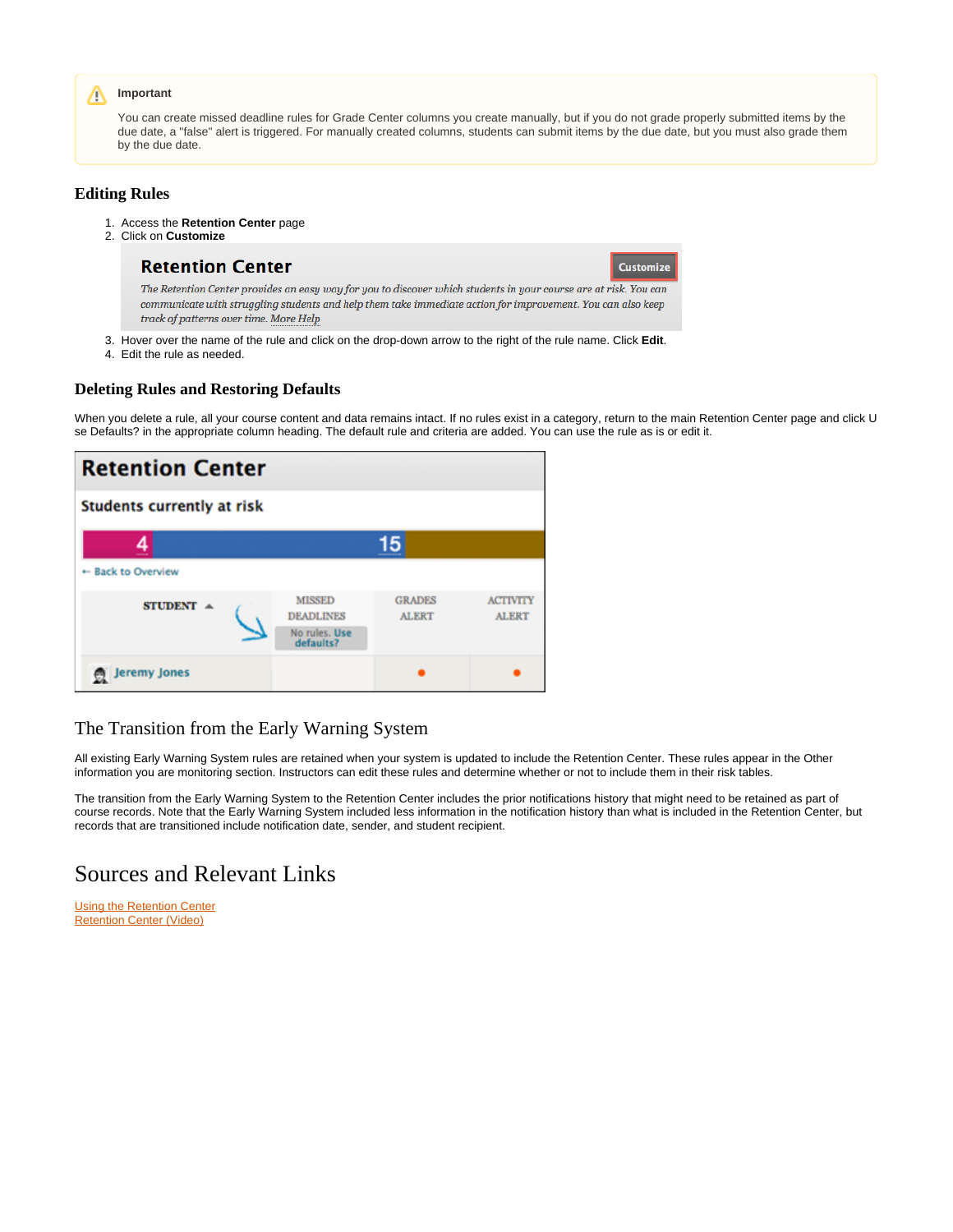> **Important**
>
> You can create missed deadline rules for Grade Center columns you create manually, but if you do not grade properly submitted items by the due date, a "false" alert is triggered. For manually created columns, students can submit items by the due date, but you must also grade them by the due date.

### Editing Rules

1. Access the **Retention Center** page
2. Click on **Customize**
3. Hover over the name of the rule and click on the drop-down arrow to the right of the rule name. Click **Edit**.
4. Edit the rule as needed.

### Deleting Rules and Restoring Defaults

When you delete a rule, all your course content and data remains intact. If no rules exist in a category, return to the main Retention Center page and click Use Defaults? in the appropriate column heading. The default rule and criteria are added. You can use the rule as is or edit it.

## The Transition from the Early Warning System

All existing Early Warning System rules are retained when your system is updated to include the Retention Center. These rules appear in the Other information you are monitoring section. Instructors can edit these rules and determine whether or not to include them in their risk tables.

The transition from the Early Warning System to the Retention Center includes the prior notifications history that might need to be retained as part of course records. Note that the Early Warning System included less information in the notification history than what is included in the Retention Center, but records that are transitioned include notification date, sender, and student recipient.

# Sources and Relevant Links

Using the Retention Center
Retention Center (Video)